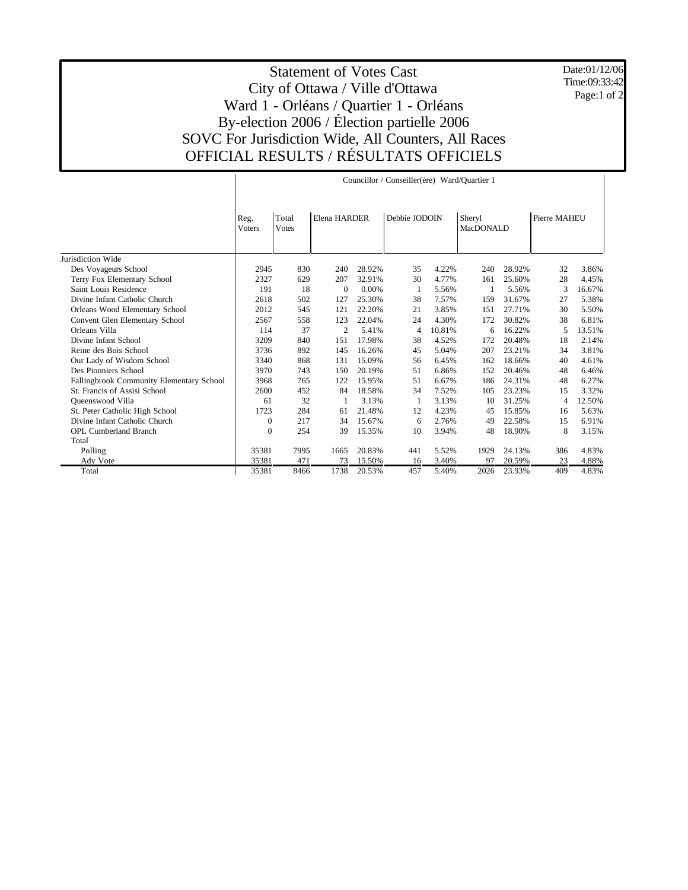# Statement of Votes Cast
# City of Ottawa / Ville d'Ottawa
# Ward 1 - Orléans / Quartier 1 - Orléans
# By-election 2006 / Élection partielle 2006
# SOVC For Jurisdiction Wide, All Counters, All Races
# OFFICIAL RESULTS / RÉSULTATS OFFICIELS

Date:01/12/06
Time:09:33:42

| | Councillor / Conseiller(ère) Ward/Quartier 1 | | | | | | | | | |
|---|---|---|---|---|---|---|---|---|---|---|
| | Reg. Voters | Total Votes | Elena HARDER | | Debbie JODOIN | | Sheryl MacDONALD | | Pierre MAHEU | |
| Jurisdiction Wide | | | | | | | | | | |
| Des Voyageurs School | 2945 | 830 | 240 | 28.92% | 35 | 4.22% | 240 | 28.92% | 32 | 3.86% |
| Terry Fox Elementary School | 2327 | 629 | 207 | 32.91% | 30 | 4.77% | 161 | 25.60% | 28 | 4.45% |
| Saint Louis Residence | 191 | 18 | 0 | 0.00% | 1 | 5.56% | 1 | 5.56% | 3 | 16.67% |
| Divine Infant Catholic Church | 2618 | 502 | 127 | 25.30% | 38 | 7.57% | 159 | 31.67% | 27 | 5.38% |
| Orleans Wood Elementary School | 2012 | 545 | 121 | 22.20% | 21 | 3.85% | 151 | 27.71% | 30 | 5.50% |
| Convent Glen Elementary School | 2567 | 558 | 123 | 22.04% | 24 | 4.30% | 172 | 30.82% | 38 | 6.81% |
| Orleans Villa | 114 | 37 | 2 | 5.41% | 4 | 10.81% | 6 | 16.22% | 5 | 13.51% |
| Divine Infant School | 3209 | 840 | 151 | 17.98% | 38 | 4.52% | 172 | 20.48% | 18 | 2.14% |
| Reine des Bois School | 3736 | 892 | 145 | 16.26% | 45 | 5.04% | 207 | 23.21% | 34 | 3.81% |
| Our Lady of Wisdom School | 3340 | 868 | 131 | 15.09% | 56 | 6.45% | 162 | 18.66% | 40 | 4.61% |
| Des Pionniers School | 3970 | 743 | 150 | 20.19% | 51 | 6.86% | 152 | 20.46% | 48 | 6.46% |
| Fallingbrook Community Elementary School | 3968 | 765 | 122 | 15.95% | 51 | 6.67% | 186 | 24.31% | 48 | 6.27% |
| St. Francis of Assisi School | 2600 | 452 | 84 | 18.58% | 34 | 7.52% | 105 | 23.23% | 15 | 3.32% |
| Queenswood Villa | 61 | 32 | 1 | 3.13% | 1 | 3.13% | 10 | 31.25% | 4 | 12.50% |
| St. Peter Catholic High School | 1723 | 284 | 61 | 21.48% | 12 | 4.23% | 45 | 15.85% | 16 | 5.63% |
| Divine Infant Catholic Church | 0 | 217 | 34 | 15.67% | 6 | 2.76% | 49 | 22.58% | 15 | 6.91% |
| OPL Cumberland Branch | 0 | 254 | 39 | 15.35% | 10 | 3.94% | 48 | 18.90% | 8 | 3.15% |
| Total | | | | | | | | | | |
| Polling | 35381 | 7995 | 1665 | 20.83% | 441 | 5.52% | 1929 | 24.13% | 386 | 4.83% |
| Adv Vote | 35381 | 471 | 73 | 15.50% | 16 | 3.40% | 97 | 20.59% | 23 | 4.88% |
| Total | 35381 | 8466 | 1738 | 20.53% | 457 | 5.40% | 2026 | 23.93% | 409 | 4.83% |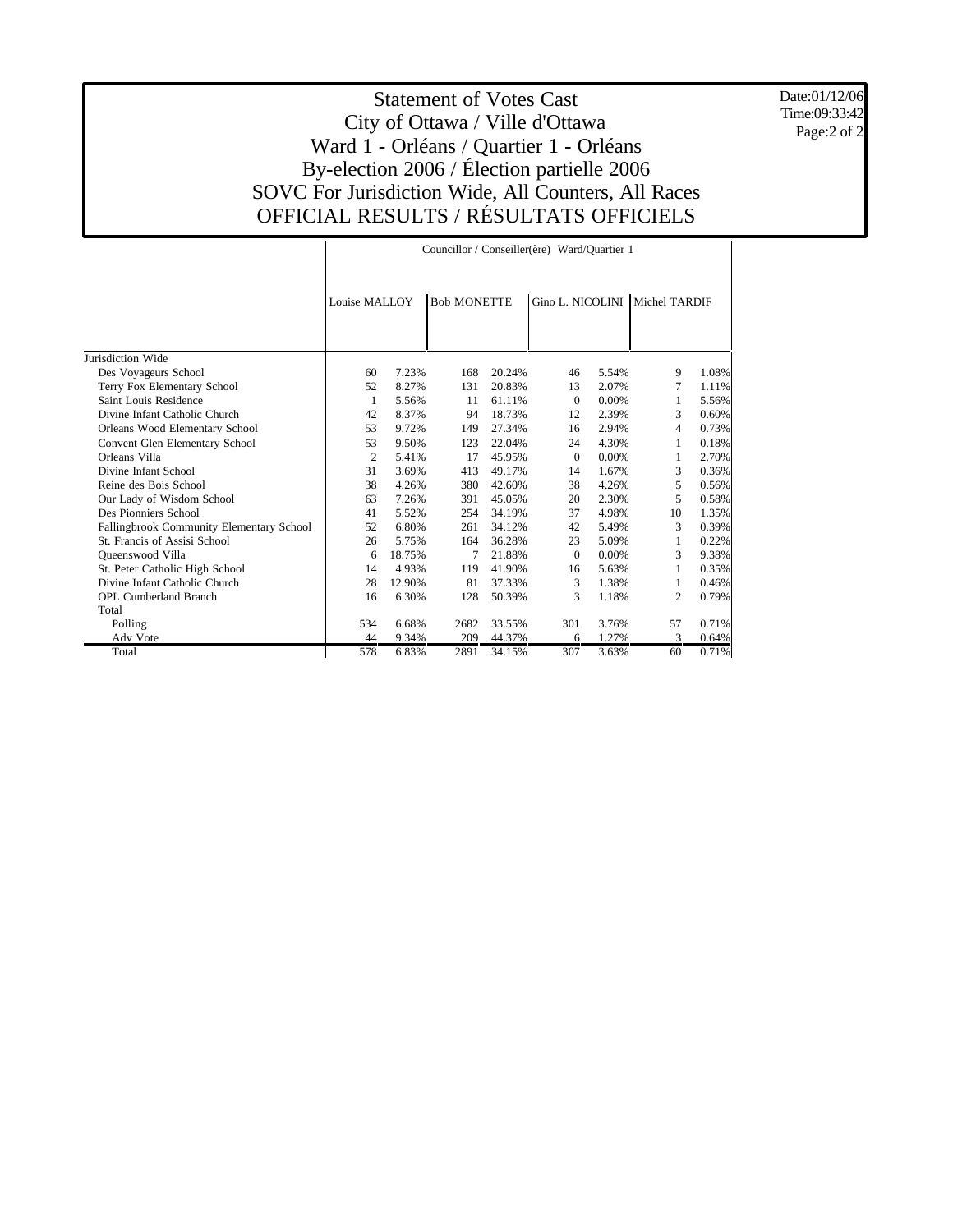# Statement of Votes Cast
## City of Ottawa / Ville d'Ottawa
## Ward 1 - Orléans / Quartier 1 - Orléans
## By-election 2006 / Élection partielle 2006
## SOVC For Jurisdiction Wide, All Counters, All Races
## OFFICIAL RESULTS / RÉSULTATS OFFICIELS

Date:01/12/06
Time:09:33:42

Councillor / Conseiller(ère) Ward/Quartier 1

| | Louise MALLOY | | Bob MONETTE | | Gino L. NICOLINI | | Michel TARDIF | |
|---|---|---|---|---|---|---|---|---|
| Jurisdiction Wide | | | | | | | | |
| Des Voyageurs School | 60 | 7.23% | 168 | 20.24% | 46 | 5.54% | 9 | 1.08% |
| Terry Fox Elementary School | 52 | 8.27% | 131 | 20.83% | 13 | 2.07% | 7 | 1.11% |
| Saint Louis Residence | 1 | 5.56% | 11 | 61.11% | 0 | 0.00% | 1 | 5.56% |
| Divine Infant Catholic Church | 42 | 8.37% | 94 | 18.73% | 12 | 2.39% | 3 | 0.60% |
| Orleans Wood Elementary School | 53 | 9.72% | 149 | 27.34% | 16 | 2.94% | 4 | 0.73% |
| Convent Glen Elementary School | 53 | 9.50% | 123 | 22.04% | 24 | 4.30% | 1 | 0.18% |
| Orleans Villa | 2 | 5.41% | 17 | 45.95% | 0 | 0.00% | 1 | 2.70% |
| Divine Infant School | 31 | 3.69% | 413 | 49.17% | 14 | 1.67% | 3 | 0.36% |
| Reine des Bois School | 38 | 4.26% | 380 | 42.60% | 38 | 4.26% | 5 | 0.56% |
| Our Lady of Wisdom School | 63 | 7.26% | 391 | 45.05% | 20 | 2.30% | 5 | 0.58% |
| Des Pionniers School | 41 | 5.52% | 254 | 34.19% | 37 | 4.98% | 10 | 1.35% |
| Fallingbrook Community Elementary School | 52 | 6.80% | 261 | 34.12% | 42 | 5.49% | 3 | 0.39% |
| St. Francis of Assisi School | 26 | 5.75% | 164 | 36.28% | 23 | 5.09% | 1 | 0.22% |
| Queenswood Villa | 6 | 18.75% | 7 | 21.88% | 0 | 0.00% | 3 | 9.38% |
| St. Peter Catholic High School | 14 | 4.93% | 119 | 41.90% | 16 | 5.63% | 1 | 0.35% |
| Divine Infant Catholic Church | 28 | 12.90% | 81 | 37.33% | 3 | 1.38% | 1 | 0.46% |
| OPL Cumberland Branch | 16 | 6.30% | 128 | 50.39% | 3 | 1.18% | 2 | 0.79% |
| Total | | | | | | | | |
| Polling | 534 | 6.68% | 2682 | 33.55% | 301 | 3.76% | 57 | 0.71% |
| Adv Vote | 44 | 9.34% | 209 | 44.37% | 6 | 1.27% | 3 | 0.64% |
| Total | 578 | 6.83% | 2891 | 34.15% | 307 | 3.63% | 60 | 0.71% |